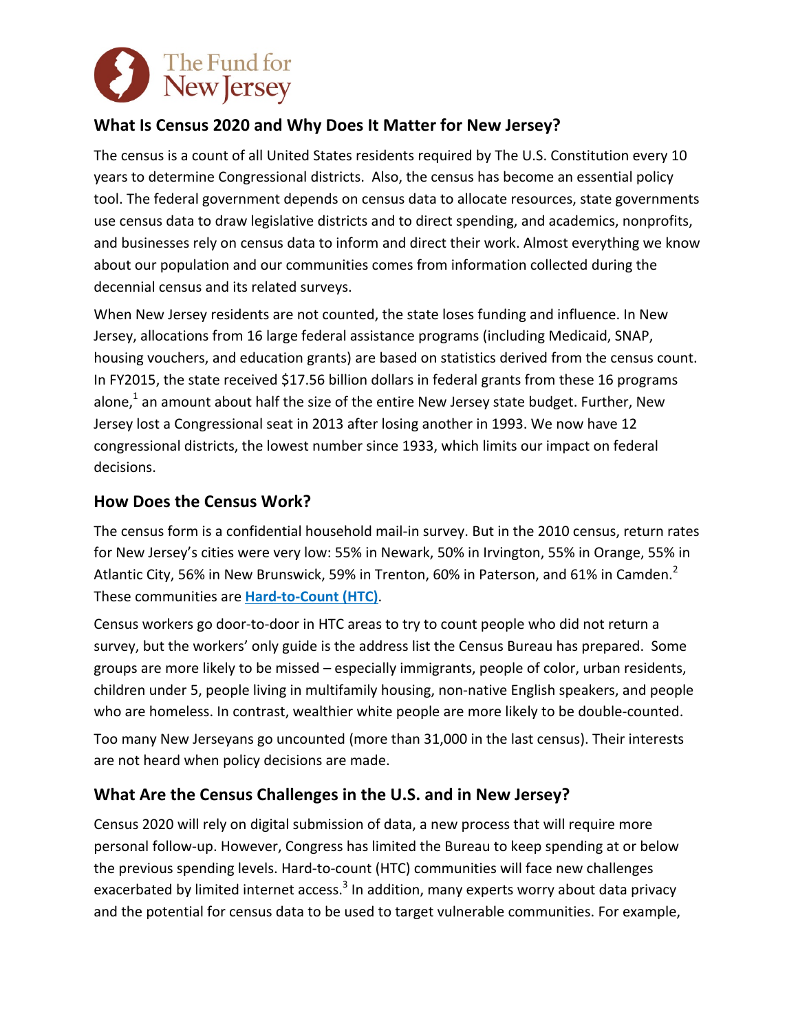The Fund for New Jersey

## What Is Census 2020 and Why Does It Matter for New Jersey?

The census is a count of all United States residents required by The U.S. Constitution every 10 years to determine Congressional districts. Also, the census has become an essential policy tool. The federal government depends on census data to allocate resources, state governments use census data to draw legislative districts and to direct spending, and academics, nonprofits, and businesses rely on census data to inform and direct their work. Almost everything we know about our population and our communities comes from information collected during the decennial census and its related surveys.

When New Jersey residents are not counted, the state loses funding and influence. In New Jersey, allocations from 16 large federal assistance programs (including Medicaid, SNAP, housing vouchers, and education grants) are based on statistics derived from the census count. In FY2015, the state received $17.56 billion dollars in federal grants from these 16 programs alone,[1] an amount about half the size of the entire New Jersey state budget. Further, New Jersey lost a Congressional seat in 2013 after losing another in 1993. We now have 12 congressional districts, the lowest number since 1933, which limits our impact on federal decisions.

## How Does the Census Work?

The census form is a confidential household mail-in survey. But in the 2010 census, return rates for New Jersey's cities were very low: 55% in Newark, 50% in Irvington, 55% in Orange, 55% in Atlantic City, 56% in New Brunswick, 59% in Trenton, 60% in Paterson, and 61% in Camden.[2] These communities are **Hard-to-Count (HTC)**.

Census workers go door-to-door in HTC areas to try to count people who did not return a survey, but the workers' only guide is the address list the Census Bureau has prepared. Some groups are more likely to be missed – especially immigrants, people of color, urban residents, children under 5, people living in multifamily housing, non-native English speakers, and people who are homeless. In contrast, wealthier white people are more likely to be double-counted.

Too many New Jerseyans go uncounted (more than 31,000 in the last census). Their interests are not heard when policy decisions are made.

## What Are the Census Challenges in the U.S. and in New Jersey?

Census 2020 will rely on digital submission of data, a new process that will require more personal follow-up. However, Congress has limited the Bureau to keep spending at or below the previous spending levels. Hard-to-count (HTC) communities will face new challenges exacerbated by limited internet access.[3] In addition, many experts worry about data privacy and the potential for census data to be used to target vulnerable communities. For example,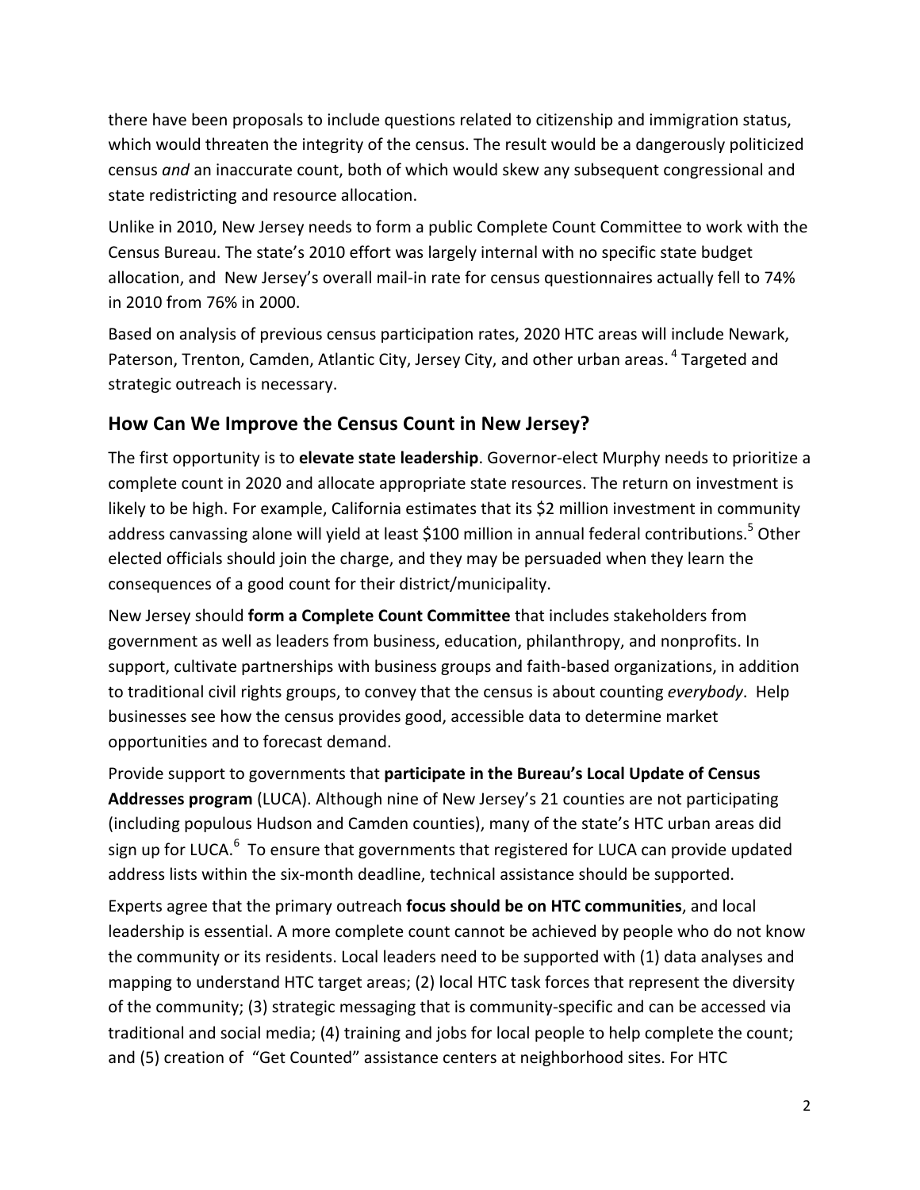there have been proposals to include questions related to citizenship and immigration status, which would threaten the integrity of the census. The result would be a dangerously politicized census *and* an inaccurate count, both of which would skew any subsequent congressional and state redistricting and resource allocation.

Unlike in 2010, New Jersey needs to form a public Complete Count Committee to work with the Census Bureau. The state's 2010 effort was largely internal with no specific state budget allocation, and New Jersey's overall mail-in rate for census questionnaires actually fell to 74% in 2010 from 76% in 2000.

Based on analysis of previous census participation rates, 2020 HTC areas will include Newark, Paterson, Trenton, Camden, Atlantic City, Jersey City, and other urban areas.[4] Targeted and strategic outreach is necessary.

## How Can We Improve the Census Count in New Jersey?

The first opportunity is to **elevate state leadership**. Governor-elect Murphy needs to prioritize a complete count in 2020 and allocate appropriate state resources. The return on investment is likely to be high. For example, California estimates that its $2 million investment in community address canvassing alone will yield at least $100 million in annual federal contributions.[5] Other elected officials should join the charge, and they may be persuaded when they learn the consequences of a good count for their district/municipality.

New Jersey should **form a Complete Count Committee** that includes stakeholders from government as well as leaders from business, education, philanthropy, and nonprofits. In support, cultivate partnerships with business groups and faith-based organizations, in addition to traditional civil rights groups, to convey that the census is about counting *everybody*. Help businesses see how the census provides good, accessible data to determine market opportunities and to forecast demand.

Provide support to governments that **participate in the Bureau's Local Update of Census Addresses program** (LUCA). Although nine of New Jersey's 21 counties are not participating (including populous Hudson and Camden counties), many of the state's HTC urban areas did sign up for LUCA.[6] To ensure that governments that registered for LUCA can provide updated address lists within the six-month deadline, technical assistance should be supported.

Experts agree that the primary outreach **focus should be on HTC communities**, and local leadership is essential. A more complete count cannot be achieved by people who do not know the community or its residents. Local leaders need to be supported with (1) data analyses and mapping to understand HTC target areas; (2) local HTC task forces that represent the diversity of the community; (3) strategic messaging that is community-specific and can be accessed via traditional and social media; (4) training and jobs for local people to help complete the count; and (5) creation of "Get Counted" assistance centers at neighborhood sites. For HTC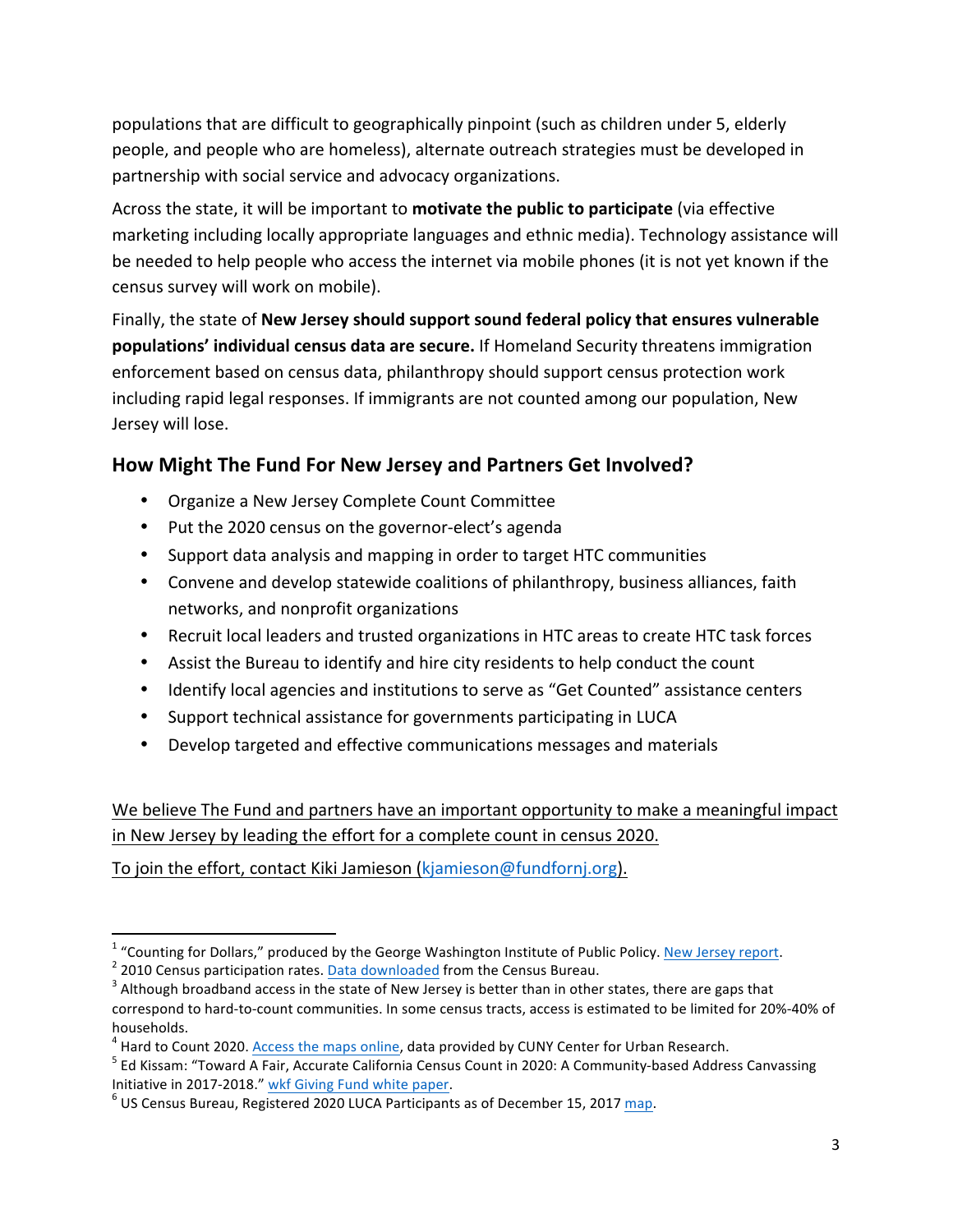populations that are difficult to geographically pinpoint (such as children under 5, elderly people, and people who are homeless), alternate outreach strategies must be developed in partnership with social service and advocacy organizations.

Across the state, it will be important to **motivate the public to participate** (via effective marketing including locally appropriate languages and ethnic media). Technology assistance will be needed to help people who access the internet via mobile phones (it is not yet known if the census survey will work on mobile).

Finally, the state of **New Jersey should support sound federal policy that ensures vulnerable populations' individual census data are secure.** If Homeland Security threatens immigration enforcement based on census data, philanthropy should support census protection work including rapid legal responses. If immigrants are not counted among our population, New Jersey will lose.

## How Might The Fund For New Jersey and Partners Get Involved?

- Organize a New Jersey Complete Count Committee
- Put the 2020 census on the governor-elect's agenda
- Support data analysis and mapping in order to target HTC communities
- Convene and develop statewide coalitions of philanthropy, business alliances, faith networks, and nonprofit organizations
- Recruit local leaders and trusted organizations in HTC areas to create HTC task forces
- Assist the Bureau to identify and hire city residents to help conduct the count
- Identify local agencies and institutions to serve as "Get Counted" assistance centers
- Support technical assistance for governments participating in LUCA
- Develop targeted and effective communications messages and materials

We believe The Fund and partners have an important opportunity to make a meaningful impact in New Jersey by leading the effort for a complete count in census 2020.

To join the effort, contact Kiki Jamieson (kjamieson@fundfornj.org).

---

[1] "Counting for Dollars," produced by the George Washington Institute of Public Policy. New Jersey report.

[2] 2010 Census participation rates. Data downloaded from the Census Bureau.

[3] Although broadband access in the state of New Jersey is better than in other states, there are gaps that correspond to hard-to-count communities. In some census tracts, access is estimated to be limited for 20%-40% of households.

[4] Hard to Count 2020. Access the maps online, data provided by CUNY Center for Urban Research.

[5] Ed Kissam: "Toward A Fair, Accurate California Census Count in 2020: A Community-based Address Canvassing Initiative in 2017-2018." wkf Giving Fund white paper.

[6] US Census Bureau, Registered 2020 LUCA Participants as of December 15, 2017 map.